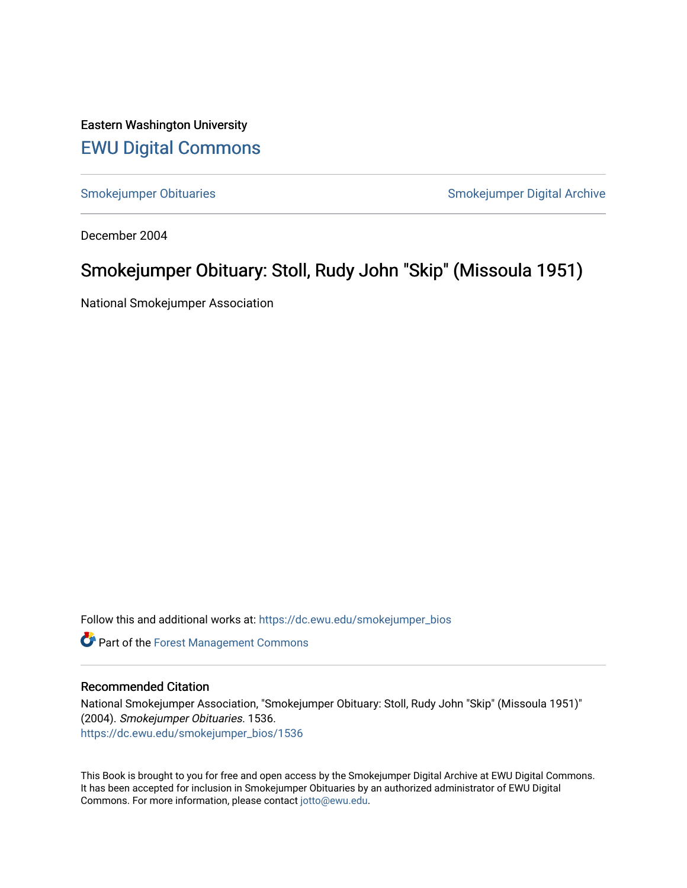Eastern Washington University

# EWU Digital Commons

Smokejumper Obituaries

Smokejumper Digital Archive

December 2004

## Smokejumper Obituary: Stoll, Rudy John "Skip" (Missoula 1951)

National Smokejumper Association

Follow this and additional works at: https://dc.ewu.edu/smokejumper_bios

Part of the Forest Management Commons

### Recommended Citation

National Smokejumper Association, "Smokejumper Obituary: Stoll, Rudy John "Skip" (Missoula 1951)" (2004). *Smokejumper Obituaries*. 1536.
https://dc.ewu.edu/smokejumper_bios/1536

This Book is brought to you for free and open access by the Smokejumper Digital Archive at EWU Digital Commons. It has been accepted for inclusion in Smokejumper Obituaries by an authorized administrator of EWU Digital Commons. For more information, please contact jotto@ewu.edu.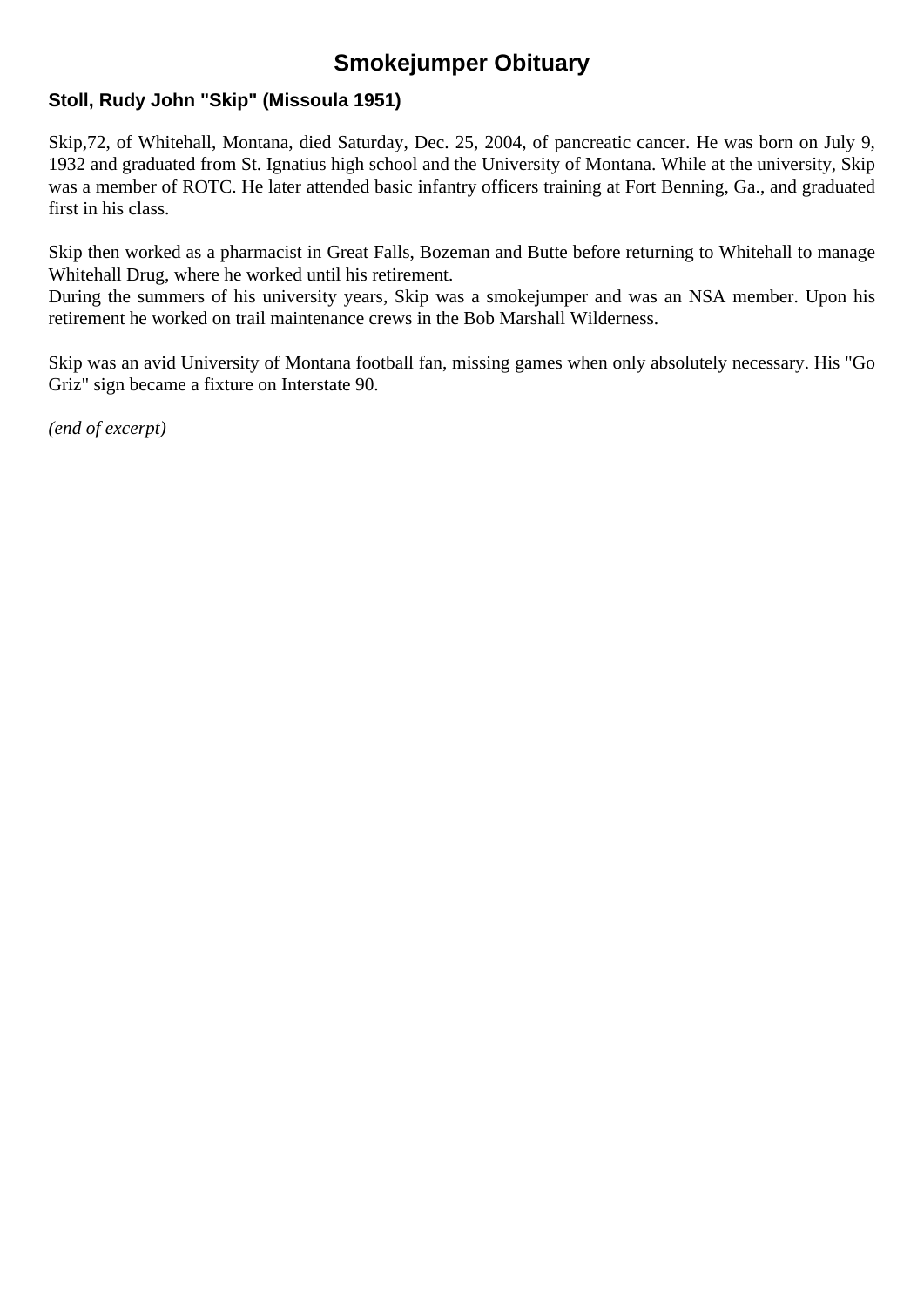# Smokejumper Obituary

### Stoll, Rudy John "Skip" (Missoula 1951)

Skip,72, of Whitehall, Montana, died Saturday, Dec. 25, 2004, of pancreatic cancer. He was born on July 9, 1932 and graduated from St. Ignatius high school and the University of Montana. While at the university, Skip was a member of ROTC. He later attended basic infantry officers training at Fort Benning, Ga., and graduated first in his class.

Skip then worked as a pharmacist in Great Falls, Bozeman and Butte before returning to Whitehall to manage Whitehall Drug, where he worked until his retirement.
During the summers of his university years, Skip was a smokejumper and was an NSA member. Upon his retirement he worked on trail maintenance crews in the Bob Marshall Wilderness.

Skip was an avid University of Montana football fan, missing games when only absolutely necessary. His "Go Griz" sign became a fixture on Interstate 90.

*(end of excerpt)*